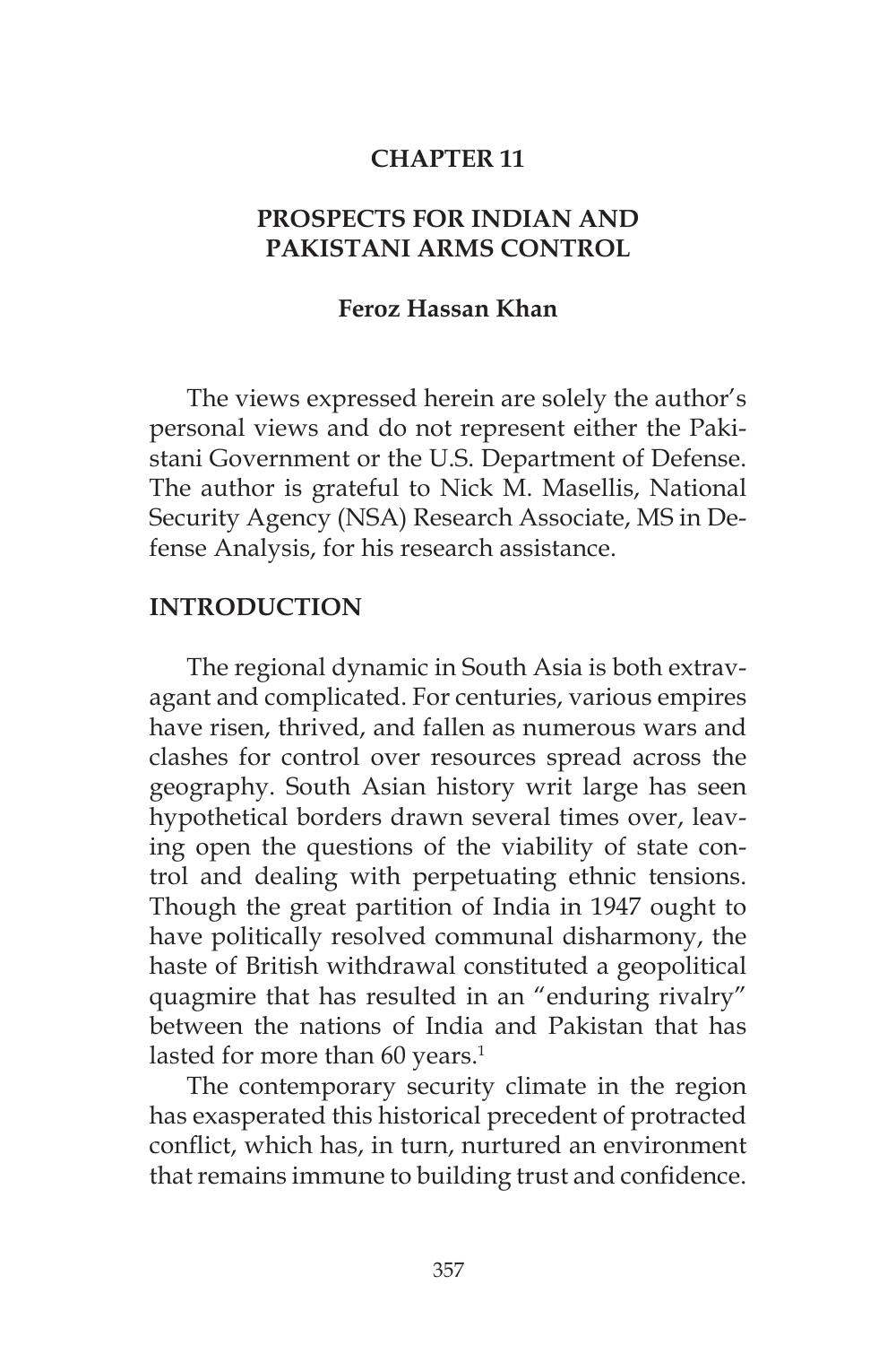# CHAPTER 11

# PROSPECTS FOR INDIAN AND PAKISTANI ARMS CONTROL

**Feroz Hassan Khan**

The views expressed herein are solely the author's personal views and do not represent either the Pakistani Government or the U.S. Department of Defense. The author is grateful to Nick M. Masellis, National Security Agency (NSA) Research Associate, MS in Defense Analysis, for his research assistance.

## INTRODUCTION

The regional dynamic in South Asia is both extravagant and complicated. For centuries, various empires have risen, thrived, and fallen as numerous wars and clashes for control over resources spread across the geography. South Asian history writ large has seen hypothetical borders drawn several times over, leaving open the questions of the viability of state control and dealing with perpetuating ethnic tensions. Though the great partition of India in 1947 ought to have politically resolved communal disharmony, the haste of British withdrawal constituted a geopolitical quagmire that has resulted in an "enduring rivalry" between the nations of India and Pakistan that has lasted for more than 60 years.[1]

The contemporary security climate in the region has exasperated this historical precedent of protracted conflict, which has, in turn, nurtured an environment that remains immune to building trust and confidence.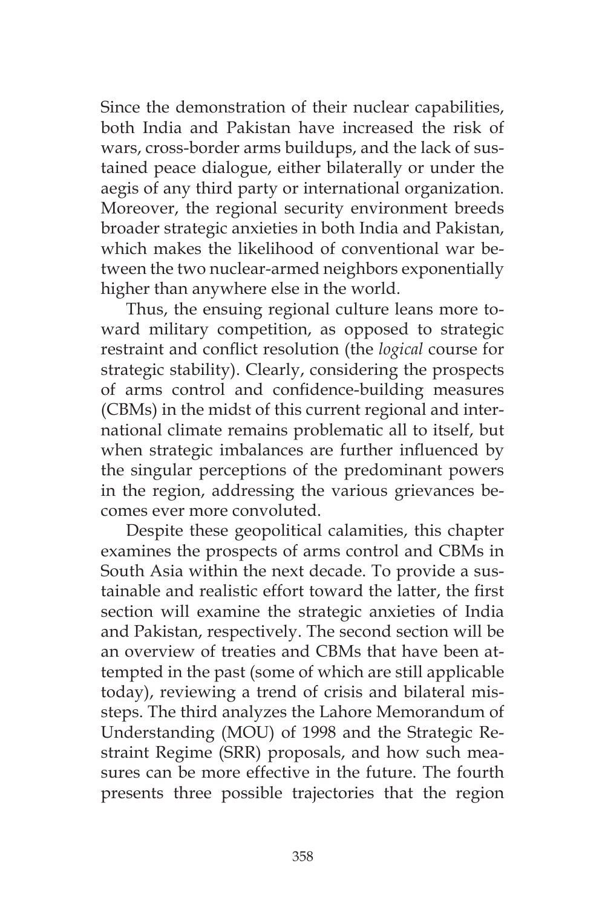Since the demonstration of their nuclear capabilities, both India and Pakistan have increased the risk of wars, cross-border arms buildups, and the lack of sustained peace dialogue, either bilaterally or under the aegis of any third party or international organization. Moreover, the regional security environment breeds broader strategic anxieties in both India and Pakistan, which makes the likelihood of conventional war between the two nuclear-armed neighbors exponentially higher than anywhere else in the world.

Thus, the ensuing regional culture leans more toward military competition, as opposed to strategic restraint and conflict resolution (the *logical* course for strategic stability). Clearly, considering the prospects of arms control and confidence-building measures (CBMs) in the midst of this current regional and international climate remains problematic all to itself, but when strategic imbalances are further influenced by the singular perceptions of the predominant powers in the region, addressing the various grievances becomes ever more convoluted.

Despite these geopolitical calamities, this chapter examines the prospects of arms control and CBMs in South Asia within the next decade. To provide a sustainable and realistic effort toward the latter, the first section will examine the strategic anxieties of India and Pakistan, respectively. The second section will be an overview of treaties and CBMs that have been attempted in the past (some of which are still applicable today), reviewing a trend of crisis and bilateral missteps. The third analyzes the Lahore Memorandum of Understanding (MOU) of 1998 and the Strategic Restraint Regime (SRR) proposals, and how such measures can be more effective in the future. The fourth presents three possible trajectories that the region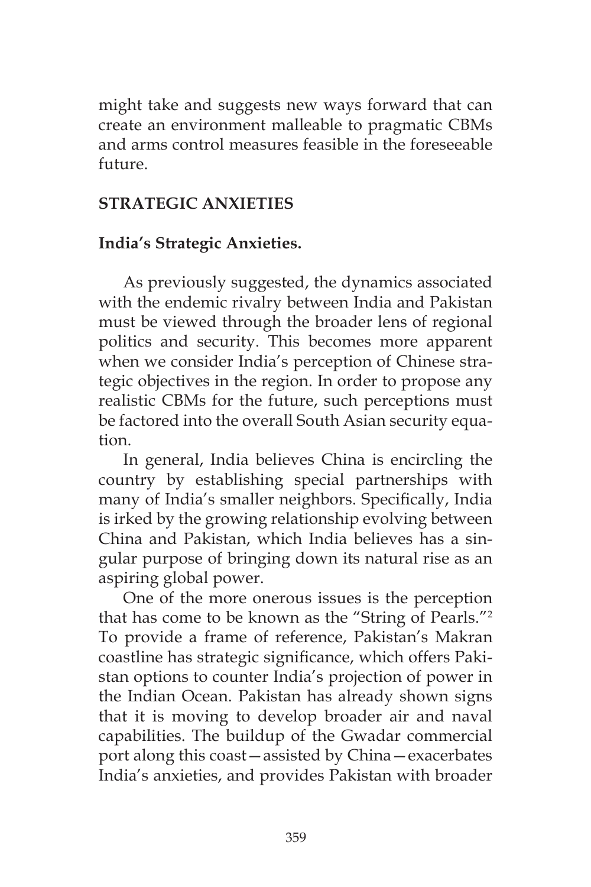might take and suggests new ways forward that can create an environment malleable to pragmatic CBMs and arms control measures feasible in the foreseeable future.

## STRATEGIC ANXIETIES

### India's Strategic Anxieties.

As previously suggested, the dynamics associated with the endemic rivalry between India and Pakistan must be viewed through the broader lens of regional politics and security. This becomes more apparent when we consider India's perception of Chinese strategic objectives in the region. In order to propose any realistic CBMs for the future, such perceptions must be factored into the overall South Asian security equation.

In general, India believes China is encircling the country by establishing special partnerships with many of India's smaller neighbors. Specifically, India is irked by the growing relationship evolving between China and Pakistan, which India believes has a singular purpose of bringing down its natural rise as an aspiring global power.

One of the more onerous issues is the perception that has come to be known as the "String of Pearls."[2] To provide a frame of reference, Pakistan's Makran coastline has strategic significance, which offers Pakistan options to counter India's projection of power in the Indian Ocean. Pakistan has already shown signs that it is moving to develop broader air and naval capabilities. The buildup of the Gwadar commercial port along this coast—assisted by China—exacerbates India's anxieties, and provides Pakistan with broader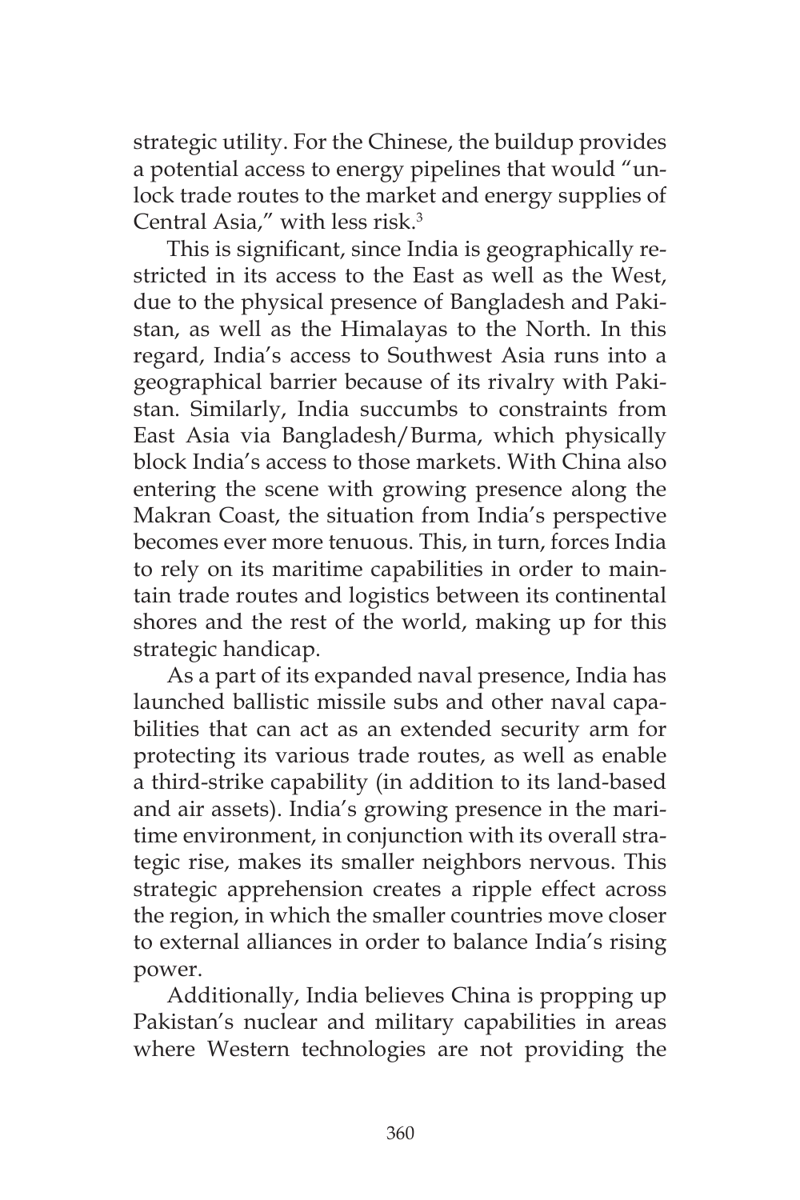strategic utility. For the Chinese, the buildup provides a potential access to energy pipelines that would "unlock trade routes to the market and energy supplies of Central Asia," with less risk.[3]

This is significant, since India is geographically restricted in its access to the East as well as the West, due to the physical presence of Bangladesh and Pakistan, as well as the Himalayas to the North. In this regard, India's access to Southwest Asia runs into a geographical barrier because of its rivalry with Pakistan. Similarly, India succumbs to constraints from East Asia via Bangladesh/Burma, which physically block India's access to those markets. With China also entering the scene with growing presence along the Makran Coast, the situation from India's perspective becomes ever more tenuous. This, in turn, forces India to rely on its maritime capabilities in order to maintain trade routes and logistics between its continental shores and the rest of the world, making up for this strategic handicap.

As a part of its expanded naval presence, India has launched ballistic missile subs and other naval capabilities that can act as an extended security arm for protecting its various trade routes, as well as enable a third-strike capability (in addition to its land-based and air assets). India's growing presence in the maritime environment, in conjunction with its overall strategic rise, makes its smaller neighbors nervous. This strategic apprehension creates a ripple effect across the region, in which the smaller countries move closer to external alliances in order to balance India's rising power.

Additionally, India believes China is propping up Pakistan's nuclear and military capabilities in areas where Western technologies are not providing the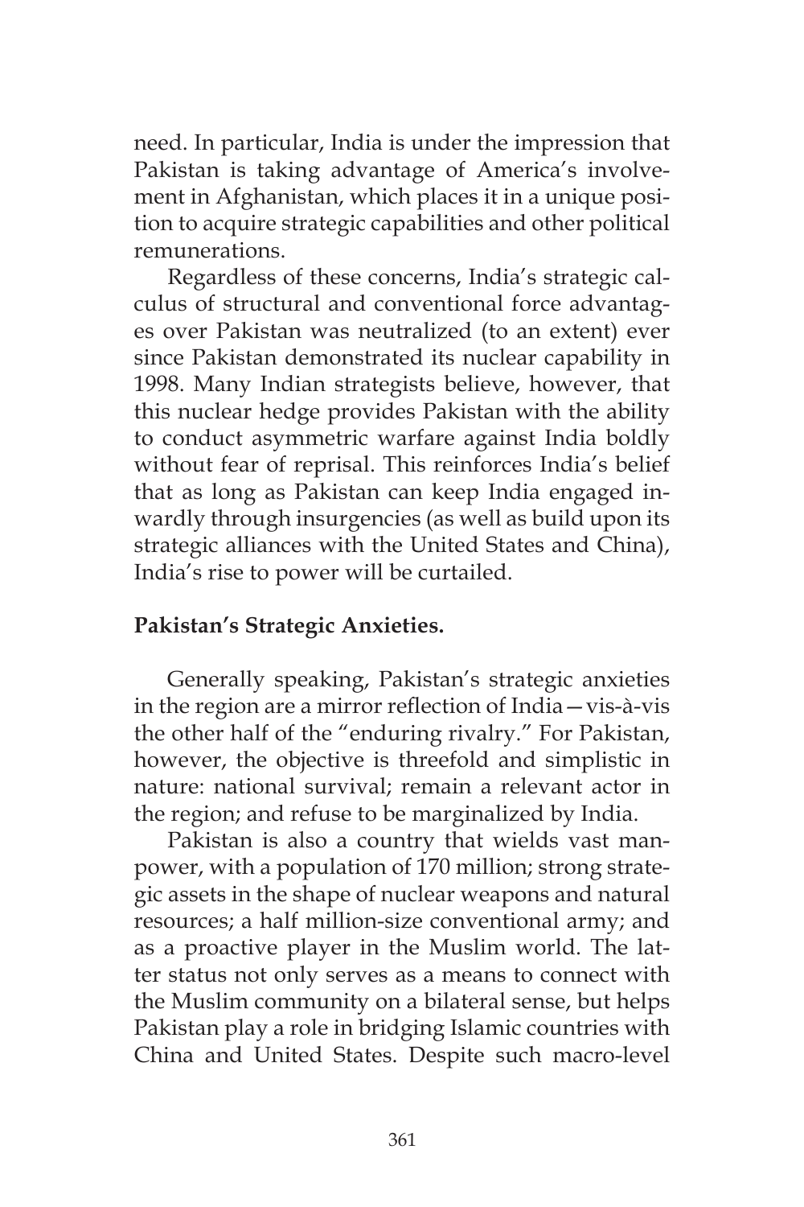need. In particular, India is under the impression that Pakistan is taking advantage of America's involvement in Afghanistan, which places it in a unique position to acquire strategic capabilities and other political remunerations.

Regardless of these concerns, India's strategic calculus of structural and conventional force advantages over Pakistan was neutralized (to an extent) ever since Pakistan demonstrated its nuclear capability in 1998. Many Indian strategists believe, however, that this nuclear hedge provides Pakistan with the ability to conduct asymmetric warfare against India boldly without fear of reprisal. This reinforces India's belief that as long as Pakistan can keep India engaged inwardly through insurgencies (as well as build upon its strategic alliances with the United States and China), India's rise to power will be curtailed.

**Pakistan's Strategic Anxieties.**

Generally speaking, Pakistan's strategic anxieties in the region are a mirror reflection of India—vis-à-vis the other half of the "enduring rivalry." For Pakistan, however, the objective is threefold and simplistic in nature: national survival; remain a relevant actor in the region; and refuse to be marginalized by India.

Pakistan is also a country that wields vast manpower, with a population of 170 million; strong strategic assets in the shape of nuclear weapons and natural resources; a half million-size conventional army; and as a proactive player in the Muslim world. The latter status not only serves as a means to connect with the Muslim community on a bilateral sense, but helps Pakistan play a role in bridging Islamic countries with China and United States. Despite such macro-level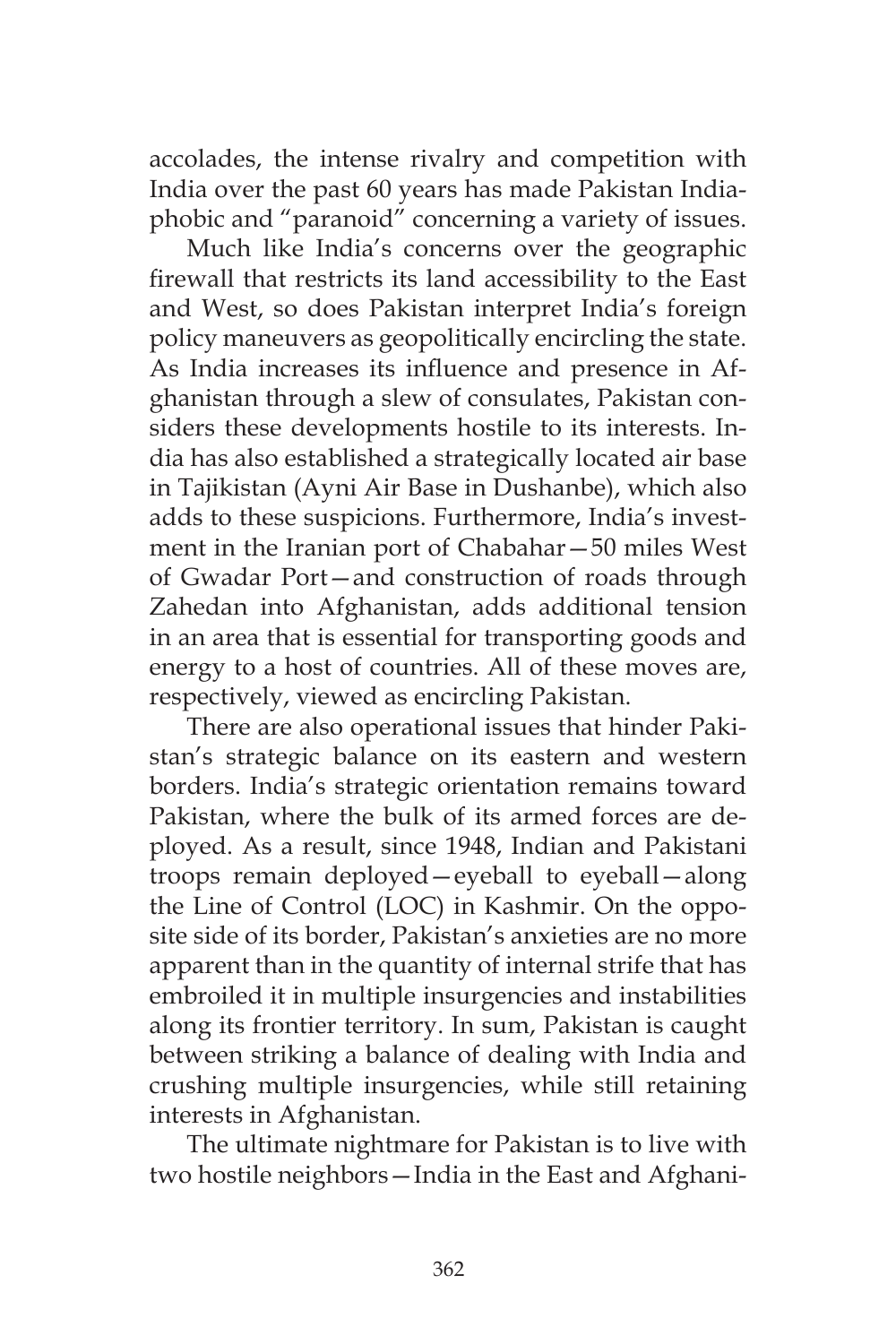accolades, the intense rivalry and competition with India over the past 60 years has made Pakistan India-phobic and "paranoid" concerning a variety of issues.

Much like India's concerns over the geographic firewall that restricts its land accessibility to the East and West, so does Pakistan interpret India's foreign policy maneuvers as geopolitically encircling the state. As India increases its influence and presence in Afghanistan through a slew of consulates, Pakistan considers these developments hostile to its interests. India has also established a strategically located air base in Tajikistan (Ayni Air Base in Dushanbe), which also adds to these suspicions. Furthermore, India's investment in the Iranian port of Chabahar—50 miles West of Gwadar Port—and construction of roads through Zahedan into Afghanistan, adds additional tension in an area that is essential for transporting goods and energy to a host of countries. All of these moves are, respectively, viewed as encircling Pakistan.

There are also operational issues that hinder Pakistan's strategic balance on its eastern and western borders. India's strategic orientation remains toward Pakistan, where the bulk of its armed forces are deployed. As a result, since 1948, Indian and Pakistani troops remain deployed—eyeball to eyeball—along the Line of Control (LOC) in Kashmir. On the opposite side of its border, Pakistan's anxieties are no more apparent than in the quantity of internal strife that has embroiled it in multiple insurgencies and instabilities along its frontier territory. In sum, Pakistan is caught between striking a balance of dealing with India and crushing multiple insurgencies, while still retaining interests in Afghanistan.

The ultimate nightmare for Pakistan is to live with two hostile neighbors—India in the East and Afghani-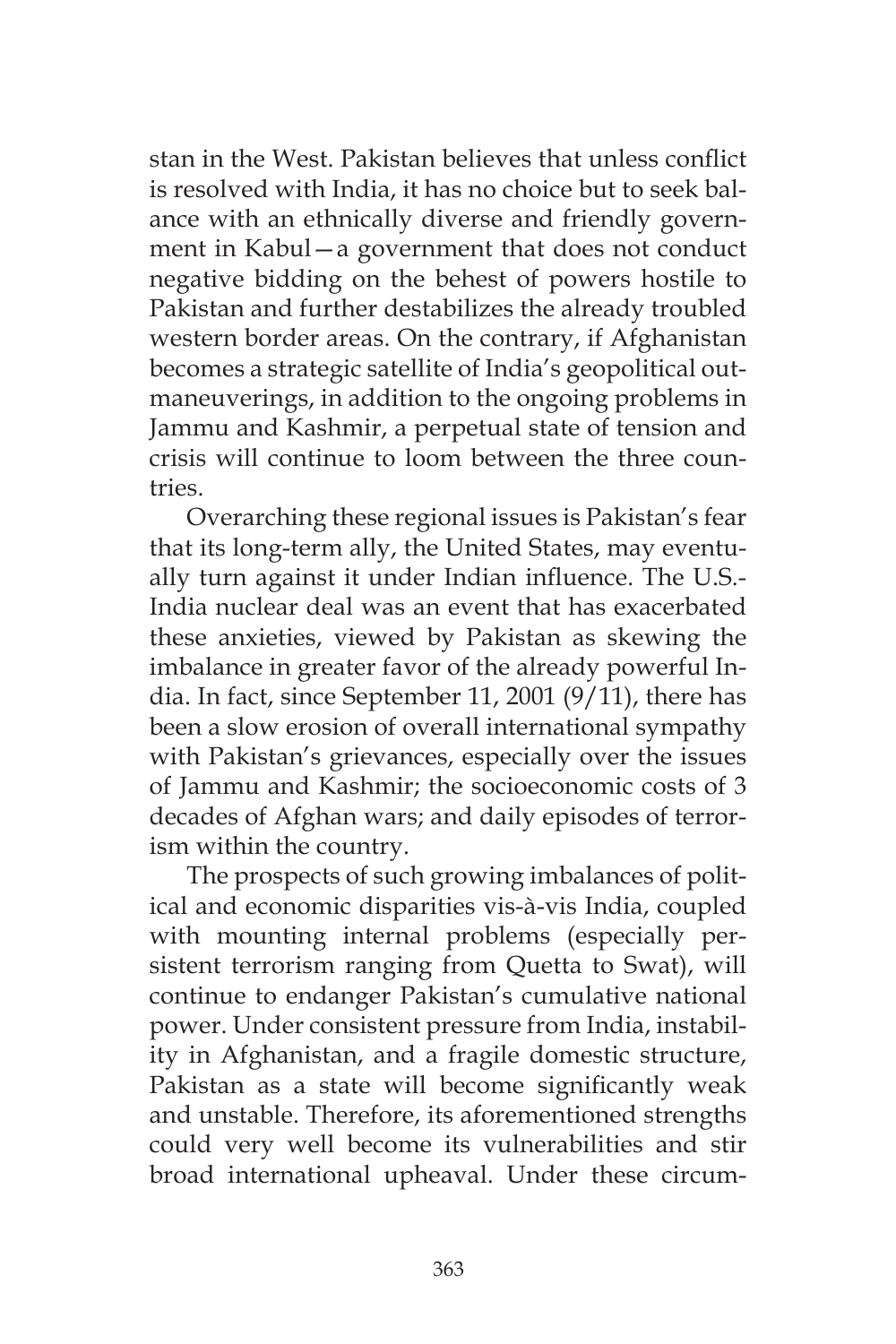stan in the West. Pakistan believes that unless conflict is resolved with India, it has no choice but to seek balance with an ethnically diverse and friendly government in Kabul—a government that does not conduct negative bidding on the behest of powers hostile to Pakistan and further destabilizes the already troubled western border areas. On the contrary, if Afghanistan becomes a strategic satellite of India's geopolitical outmaneuverings, in addition to the ongoing problems in Jammu and Kashmir, a perpetual state of tension and crisis will continue to loom between the three countries.

Overarching these regional issues is Pakistan's fear that its long-term ally, the United States, may eventually turn against it under Indian influence. The U.S.-India nuclear deal was an event that has exacerbated these anxieties, viewed by Pakistan as skewing the imbalance in greater favor of the already powerful India. In fact, since September 11, 2001 (9/11), there has been a slow erosion of overall international sympathy with Pakistan's grievances, especially over the issues of Jammu and Kashmir; the socioeconomic costs of 3 decades of Afghan wars; and daily episodes of terrorism within the country.

The prospects of such growing imbalances of political and economic disparities vis-à-vis India, coupled with mounting internal problems (especially persistent terrorism ranging from Quetta to Swat), will continue to endanger Pakistan's cumulative national power. Under consistent pressure from India, instability in Afghanistan, and a fragile domestic structure, Pakistan as a state will become significantly weak and unstable. Therefore, its aforementioned strengths could very well become its vulnerabilities and stir broad international upheaval. Under these circum-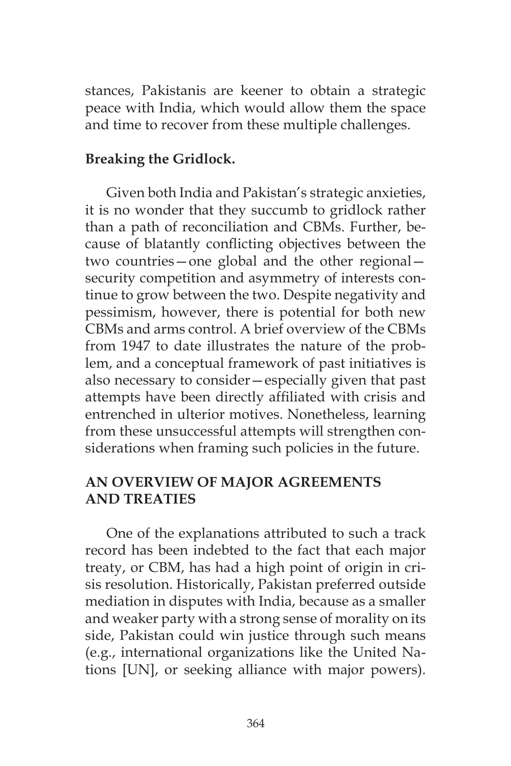stances, Pakistanis are keener to obtain a strategic peace with India, which would allow them the space and time to recover from these multiple challenges.

**Breaking the Gridlock.**

Given both India and Pakistan's strategic anxieties, it is no wonder that they succumb to gridlock rather than a path of reconciliation and CBMs. Further, because of blatantly conflicting objectives between the two countries—one global and the other regional—security competition and asymmetry of interests continue to grow between the two. Despite negativity and pessimism, however, there is potential for both new CBMs and arms control. A brief overview of the CBMs from 1947 to date illustrates the nature of the problem, and a conceptual framework of past initiatives is also necessary to consider—especially given that past attempts have been directly affiliated with crisis and entrenched in ulterior motives. Nonetheless, learning from these unsuccessful attempts will strengthen considerations when framing such policies in the future.

## AN OVERVIEW OF MAJOR AGREEMENTS AND TREATIES

One of the explanations attributed to such a track record has been indebted to the fact that each major treaty, or CBM, has had a high point of origin in crisis resolution. Historically, Pakistan preferred outside mediation in disputes with India, because as a smaller and weaker party with a strong sense of morality on its side, Pakistan could win justice through such means (e.g., international organizations like the United Nations [UN], or seeking alliance with major powers).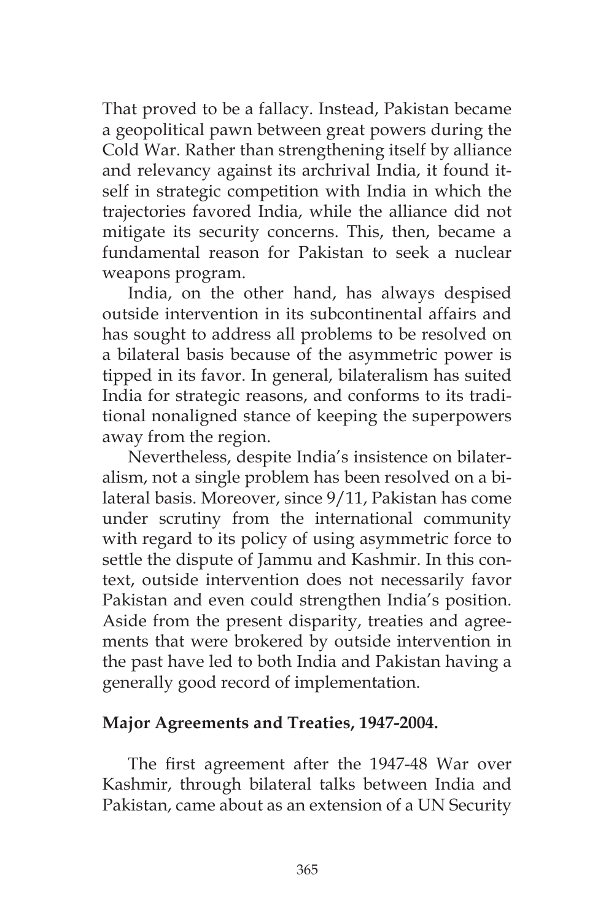That proved to be a fallacy. Instead, Pakistan became a geopolitical pawn between great powers during the Cold War. Rather than strengthening itself by alliance and relevancy against its archrival India, it found itself in strategic competition with India in which the trajectories favored India, while the alliance did not mitigate its security concerns. This, then, became a fundamental reason for Pakistan to seek a nuclear weapons program.

India, on the other hand, has always despised outside intervention in its subcontinental affairs and has sought to address all problems to be resolved on a bilateral basis because of the asymmetric power is tipped in its favor. In general, bilateralism has suited India for strategic reasons, and conforms to its traditional nonaligned stance of keeping the superpowers away from the region.

Nevertheless, despite India's insistence on bilateralism, not a single problem has been resolved on a bilateral basis. Moreover, since 9/11, Pakistan has come under scrutiny from the international community with regard to its policy of using asymmetric force to settle the dispute of Jammu and Kashmir. In this context, outside intervention does not necessarily favor Pakistan and even could strengthen India's position. Aside from the present disparity, treaties and agreements that were brokered by outside intervention in the past have led to both India and Pakistan having a generally good record of implementation.

**Major Agreements and Treaties, 1947-2004.**

The first agreement after the 1947-48 War over Kashmir, through bilateral talks between India and Pakistan, came about as an extension of a UN Security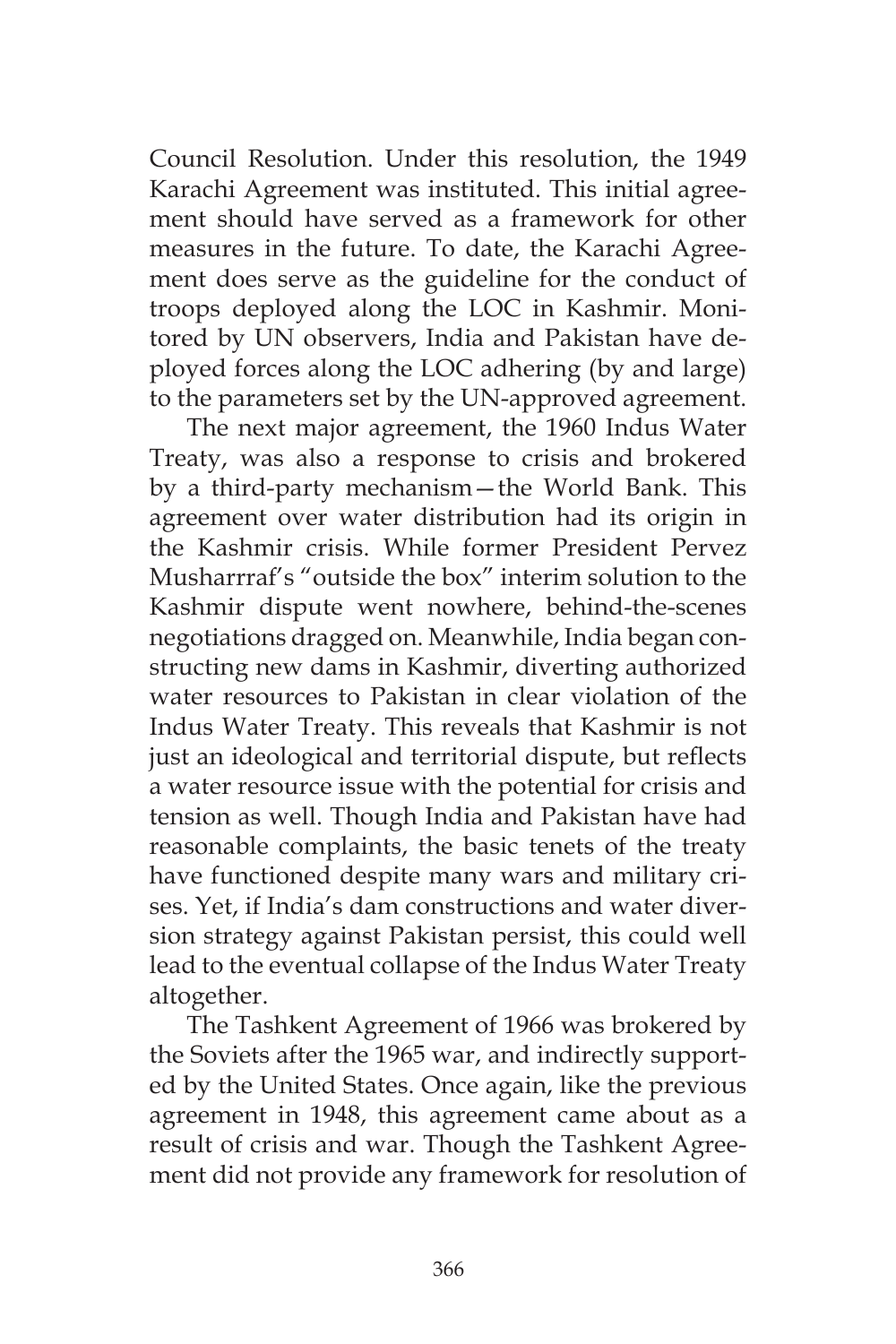Council Resolution. Under this resolution, the 1949 Karachi Agreement was instituted. This initial agreement should have served as a framework for other measures in the future. To date, the Karachi Agreement does serve as the guideline for the conduct of troops deployed along the LOC in Kashmir. Monitored by UN observers, India and Pakistan have deployed forces along the LOC adhering (by and large) to the parameters set by the UN-approved agreement.

The next major agreement, the 1960 Indus Water Treaty, was also a response to crisis and brokered by a third-party mechanism—the World Bank. This agreement over water distribution had its origin in the Kashmir crisis. While former President Pervez Musharrraf's "outside the box" interim solution to the Kashmir dispute went nowhere, behind-the-scenes negotiations dragged on. Meanwhile, India began constructing new dams in Kashmir, diverting authorized water resources to Pakistan in clear violation of the Indus Water Treaty. This reveals that Kashmir is not just an ideological and territorial dispute, but reflects a water resource issue with the potential for crisis and tension as well. Though India and Pakistan have had reasonable complaints, the basic tenets of the treaty have functioned despite many wars and military crises. Yet, if India's dam constructions and water diversion strategy against Pakistan persist, this could well lead to the eventual collapse of the Indus Water Treaty altogether.

The Tashkent Agreement of 1966 was brokered by the Soviets after the 1965 war, and indirectly supported by the United States. Once again, like the previous agreement in 1948, this agreement came about as a result of crisis and war. Though the Tashkent Agreement did not provide any framework for resolution of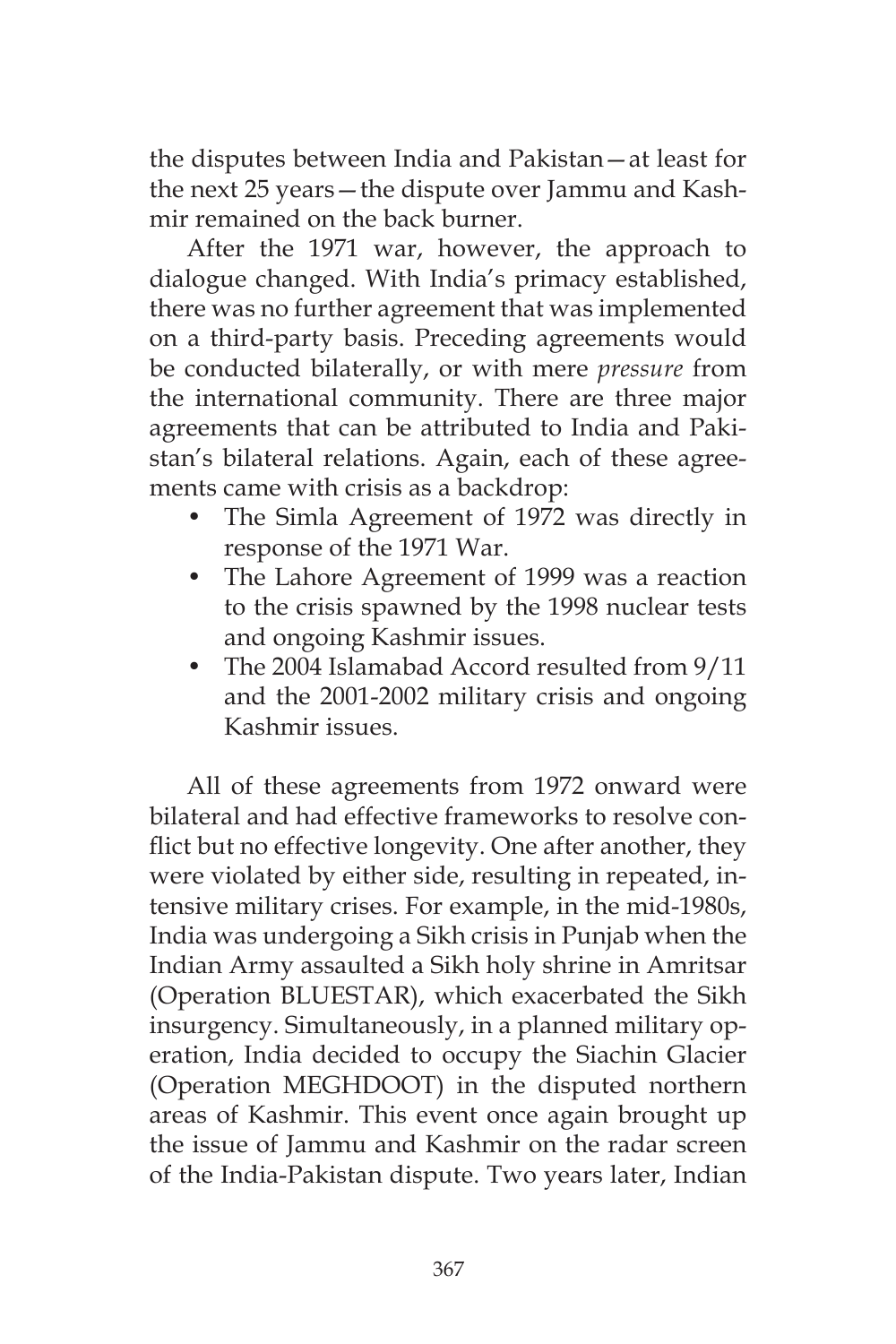the disputes between India and Pakistan—at least for the next 25 years—the dispute over Jammu and Kashmir remained on the back burner.

After the 1971 war, however, the approach to dialogue changed. With India's primacy established, there was no further agreement that was implemented on a third-party basis. Preceding agreements would be conducted bilaterally, or with mere *pressure* from the international community. There are three major agreements that can be attributed to India and Pakistan's bilateral relations. Again, each of these agreements came with crisis as a backdrop:

- The Simla Agreement of 1972 was directly in response of the 1971 War.
- The Lahore Agreement of 1999 was a reaction to the crisis spawned by the 1998 nuclear tests and ongoing Kashmir issues.
- The 2004 Islamabad Accord resulted from 9/11 and the 2001-2002 military crisis and ongoing Kashmir issues.

All of these agreements from 1972 onward were bilateral and had effective frameworks to resolve conflict but no effective longevity. One after another, they were violated by either side, resulting in repeated, intensive military crises. For example, in the mid-1980s, India was undergoing a Sikh crisis in Punjab when the Indian Army assaulted a Sikh holy shrine in Amritsar (Operation BLUESTAR), which exacerbated the Sikh insurgency. Simultaneously, in a planned military operation, India decided to occupy the Siachin Glacier (Operation MEGHDOOT) in the disputed northern areas of Kashmir. This event once again brought up the issue of Jammu and Kashmir on the radar screen of the India-Pakistan dispute. Two years later, Indian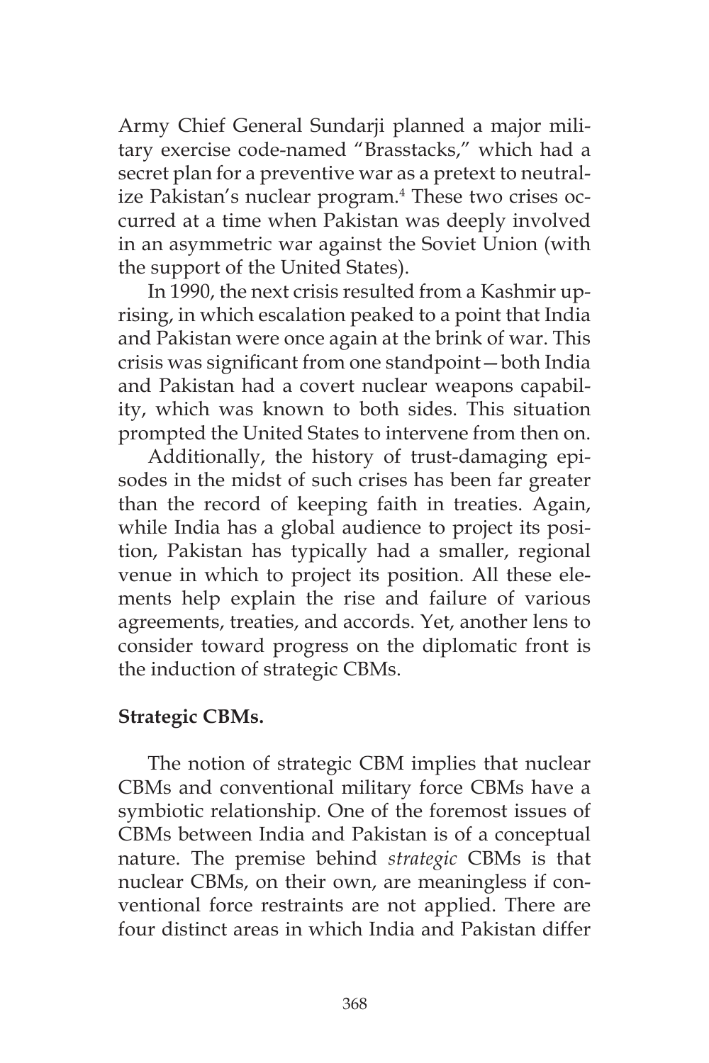Army Chief General Sundarji planned a major military exercise code-named "Brasstacks," which had a secret plan for a preventive war as a pretext to neutralize Pakistan's nuclear program.[4] These two crises occurred at a time when Pakistan was deeply involved in an asymmetric war against the Soviet Union (with the support of the United States).

In 1990, the next crisis resulted from a Kashmir uprising, in which escalation peaked to a point that India and Pakistan were once again at the brink of war. This crisis was significant from one standpoint—both India and Pakistan had a covert nuclear weapons capability, which was known to both sides. This situation prompted the United States to intervene from then on.

Additionally, the history of trust-damaging episodes in the midst of such crises has been far greater than the record of keeping faith in treaties. Again, while India has a global audience to project its position, Pakistan has typically had a smaller, regional venue in which to project its position. All these elements help explain the rise and failure of various agreements, treaties, and accords. Yet, another lens to consider toward progress on the diplomatic front is the induction of strategic CBMs.

**Strategic CBMs.**

The notion of strategic CBM implies that nuclear CBMs and conventional military force CBMs have a symbiotic relationship. One of the foremost issues of CBMs between India and Pakistan is of a conceptual nature. The premise behind *strategic* CBMs is that nuclear CBMs, on their own, are meaningless if conventional force restraints are not applied. There are four distinct areas in which India and Pakistan differ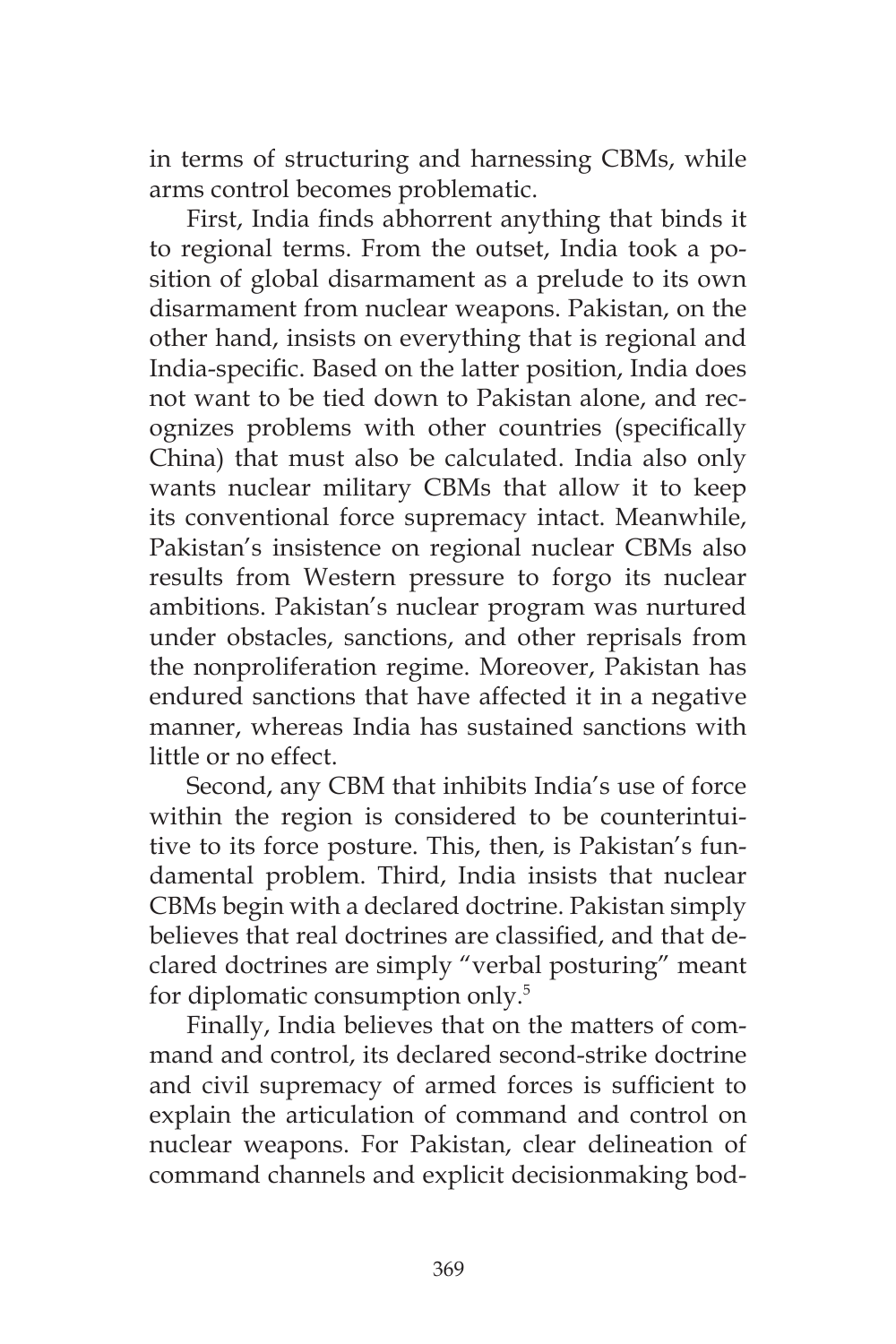in terms of structuring and harnessing CBMs, while arms control becomes problematic.

First, India finds abhorrent anything that binds it to regional terms. From the outset, India took a position of global disarmament as a prelude to its own disarmament from nuclear weapons. Pakistan, on the other hand, insists on everything that is regional and India-specific. Based on the latter position, India does not want to be tied down to Pakistan alone, and recognizes problems with other countries (specifically China) that must also be calculated. India also only wants nuclear military CBMs that allow it to keep its conventional force supremacy intact. Meanwhile, Pakistan's insistence on regional nuclear CBMs also results from Western pressure to forgo its nuclear ambitions. Pakistan's nuclear program was nurtured under obstacles, sanctions, and other reprisals from the nonproliferation regime. Moreover, Pakistan has endured sanctions that have affected it in a negative manner, whereas India has sustained sanctions with little or no effect.

Second, any CBM that inhibits India's use of force within the region is considered to be counterintuitive to its force posture. This, then, is Pakistan's fundamental problem. Third, India insists that nuclear CBMs begin with a declared doctrine. Pakistan simply believes that real doctrines are classified, and that declared doctrines are simply "verbal posturing" meant for diplomatic consumption only.[5]

Finally, India believes that on the matters of command and control, its declared second-strike doctrine and civil supremacy of armed forces is sufficient to explain the articulation of command and control on nuclear weapons. For Pakistan, clear delineation of command channels and explicit decisionmaking bod-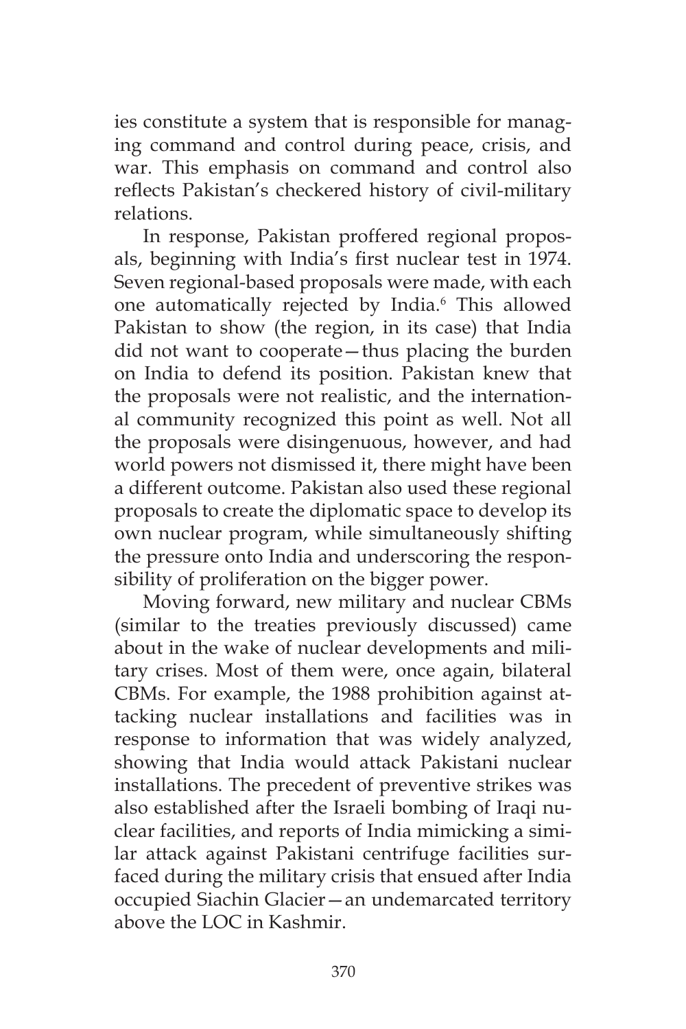ies constitute a system that is responsible for managing command and control during peace, crisis, and war. This emphasis on command and control also reflects Pakistan's checkered history of civil-military relations.

In response, Pakistan proffered regional proposals, beginning with India's first nuclear test in 1974. Seven regional-based proposals were made, with each one automatically rejected by India.[6] This allowed Pakistan to show (the region, in its case) that India did not want to cooperate—thus placing the burden on India to defend its position. Pakistan knew that the proposals were not realistic, and the international community recognized this point as well. Not all the proposals were disingenuous, however, and had world powers not dismissed it, there might have been a different outcome. Pakistan also used these regional proposals to create the diplomatic space to develop its own nuclear program, while simultaneously shifting the pressure onto India and underscoring the responsibility of proliferation on the bigger power.

Moving forward, new military and nuclear CBMs (similar to the treaties previously discussed) came about in the wake of nuclear developments and military crises. Most of them were, once again, bilateral CBMs. For example, the 1988 prohibition against attacking nuclear installations and facilities was in response to information that was widely analyzed, showing that India would attack Pakistani nuclear installations. The precedent of preventive strikes was also established after the Israeli bombing of Iraqi nuclear facilities, and reports of India mimicking a similar attack against Pakistani centrifuge facilities surfaced during the military crisis that ensued after India occupied Siachin Glacier—an undemarcated territory above the LOC in Kashmir.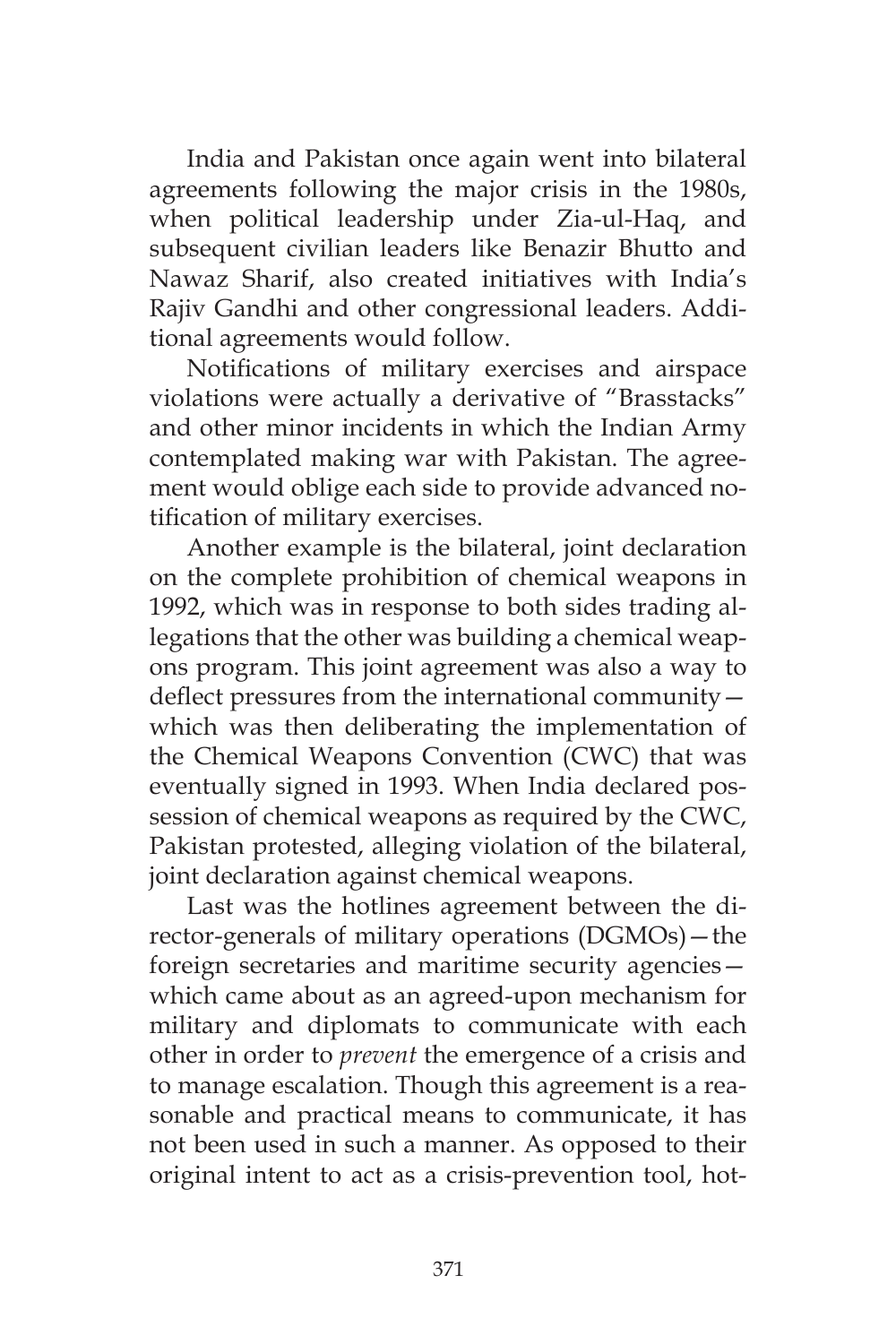India and Pakistan once again went into bilateral agreements following the major crisis in the 1980s, when political leadership under Zia-ul-Haq, and subsequent civilian leaders like Benazir Bhutto and Nawaz Sharif, also created initiatives with India's Rajiv Gandhi and other congressional leaders. Additional agreements would follow.

Notifications of military exercises and airspace violations were actually a derivative of "Brasstacks" and other minor incidents in which the Indian Army contemplated making war with Pakistan. The agreement would oblige each side to provide advanced notification of military exercises.

Another example is the bilateral, joint declaration on the complete prohibition of chemical weapons in 1992, which was in response to both sides trading allegations that the other was building a chemical weapons program. This joint agreement was also a way to deflect pressures from the international community—which was then deliberating the implementation of the Chemical Weapons Convention (CWC) that was eventually signed in 1993. When India declared possession of chemical weapons as required by the CWC, Pakistan protested, alleging violation of the bilateral, joint declaration against chemical weapons.

Last was the hotlines agreement between the director-generals of military operations (DGMOs)—the foreign secretaries and maritime security agencies—which came about as an agreed-upon mechanism for military and diplomats to communicate with each other in order to *prevent* the emergence of a crisis and to manage escalation. Though this agreement is a reasonable and practical means to communicate, it has not been used in such a manner. As opposed to their original intent to act as a crisis-prevention tool, hot-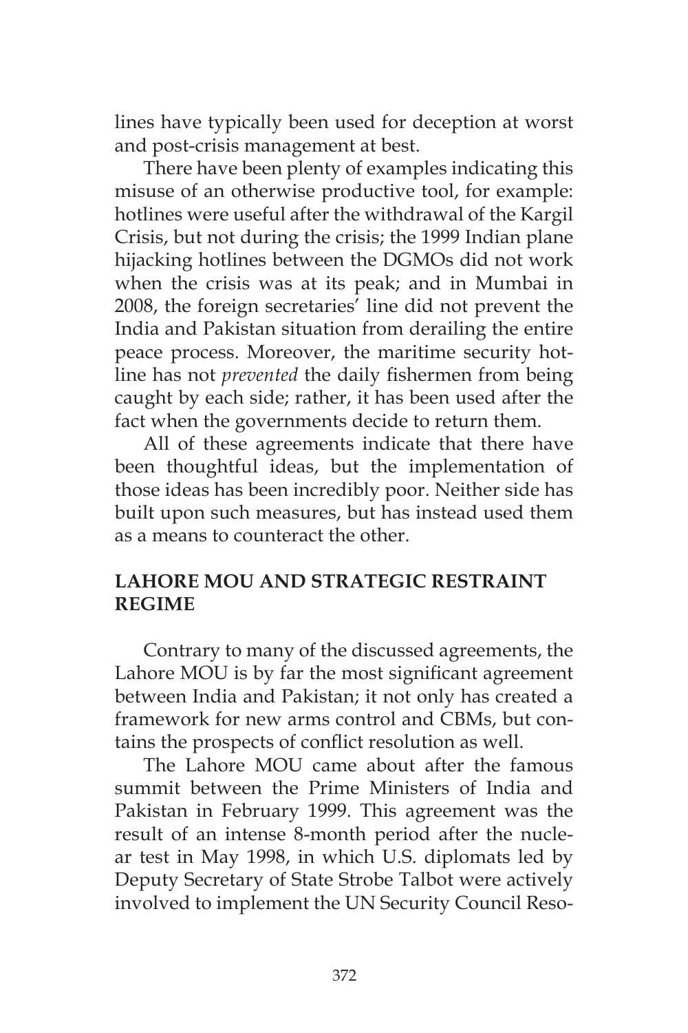lines have typically been used for deception at worst and post-crisis management at best.

There have been plenty of examples indicating this misuse of an otherwise productive tool, for example: hotlines were useful after the withdrawal of the Kargil Crisis, but not during the crisis; the 1999 Indian plane hijacking hotlines between the DGMOs did not work when the crisis was at its peak; and in Mumbai in 2008, the foreign secretaries' line did not prevent the India and Pakistan situation from derailing the entire peace process. Moreover, the maritime security hotline has not *prevented* the daily fishermen from being caught by each side; rather, it has been used after the fact when the governments decide to return them.

All of these agreements indicate that there have been thoughtful ideas, but the implementation of those ideas has been incredibly poor. Neither side has built upon such measures, but has instead used them as a means to counteract the other.

## LAHORE MOU AND STRATEGIC RESTRAINT REGIME

Contrary to many of the discussed agreements, the Lahore MOU is by far the most significant agreement between India and Pakistan; it not only has created a framework for new arms control and CBMs, but contains the prospects of conflict resolution as well.

The Lahore MOU came about after the famous summit between the Prime Ministers of India and Pakistan in February 1999. This agreement was the result of an intense 8-month period after the nuclear test in May 1998, in which U.S. diplomats led by Deputy Secretary of State Strobe Talbot were actively involved to implement the UN Security Council Reso-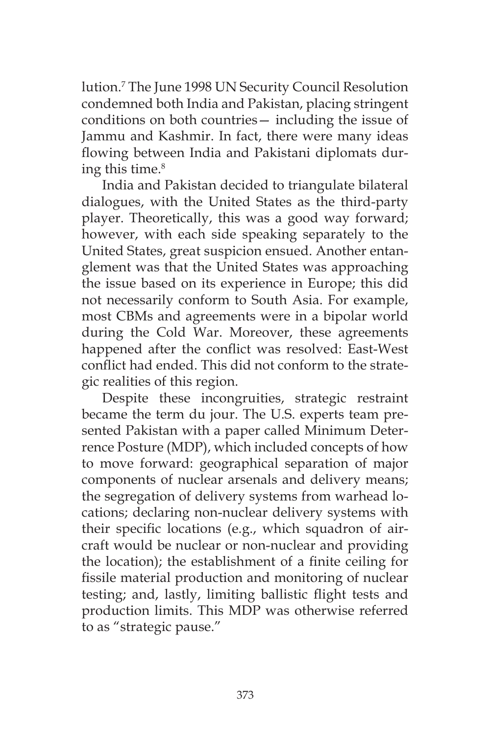lution.[7] The June 1998 UN Security Council Resolution condemned both India and Pakistan, placing stringent conditions on both countries— including the issue of Jammu and Kashmir. In fact, there were many ideas flowing between India and Pakistani diplomats during this time.[8]

India and Pakistan decided to triangulate bilateral dialogues, with the United States as the third-party player. Theoretically, this was a good way forward; however, with each side speaking separately to the United States, great suspicion ensued. Another entanglement was that the United States was approaching the issue based on its experience in Europe; this did not necessarily conform to South Asia. For example, most CBMs and agreements were in a bipolar world during the Cold War. Moreover, these agreements happened after the conflict was resolved: East-West conflict had ended. This did not conform to the strategic realities of this region.

Despite these incongruities, strategic restraint became the term du jour. The U.S. experts team presented Pakistan with a paper called Minimum Deterrence Posture (MDP), which included concepts of how to move forward: geographical separation of major components of nuclear arsenals and delivery means; the segregation of delivery systems from warhead locations; declaring non-nuclear delivery systems with their specific locations (e.g., which squadron of aircraft would be nuclear or non-nuclear and providing the location); the establishment of a finite ceiling for fissile material production and monitoring of nuclear testing; and, lastly, limiting ballistic flight tests and production limits. This MDP was otherwise referred to as "strategic pause."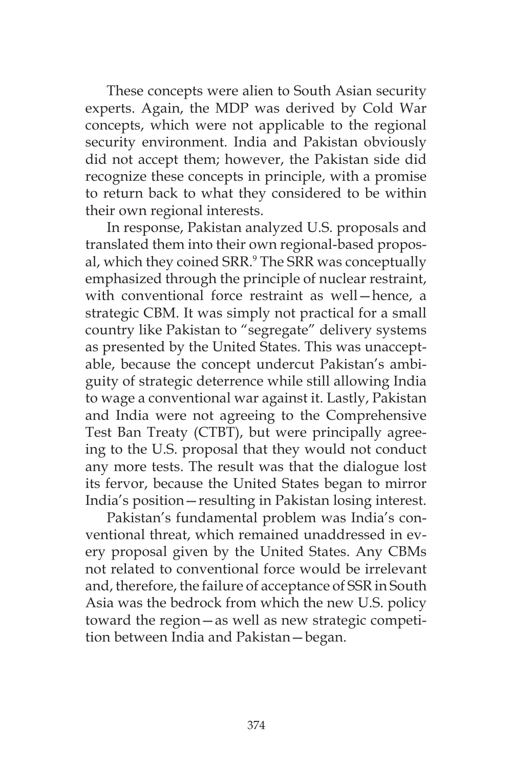These concepts were alien to South Asian security experts. Again, the MDP was derived by Cold War concepts, which were not applicable to the regional security environment. India and Pakistan obviously did not accept them; however, the Pakistan side did recognize these concepts in principle, with a promise to return back to what they considered to be within their own regional interests.

In response, Pakistan analyzed U.S. proposals and translated them into their own regional-based proposal, which they coined SRR.[9] The SRR was conceptually emphasized through the principle of nuclear restraint, with conventional force restraint as well—hence, a strategic CBM. It was simply not practical for a small country like Pakistan to "segregate" delivery systems as presented by the United States. This was unacceptable, because the concept undercut Pakistan's ambiguity of strategic deterrence while still allowing India to wage a conventional war against it. Lastly, Pakistan and India were not agreeing to the Comprehensive Test Ban Treaty (CTBT), but were principally agreeing to the U.S. proposal that they would not conduct any more tests. The result was that the dialogue lost its fervor, because the United States began to mirror India's position—resulting in Pakistan losing interest.

Pakistan's fundamental problem was India's conventional threat, which remained unaddressed in every proposal given by the United States. Any CBMs not related to conventional force would be irrelevant and, therefore, the failure of acceptance of SSR in South Asia was the bedrock from which the new U.S. policy toward the region—as well as new strategic competition between India and Pakistan—began.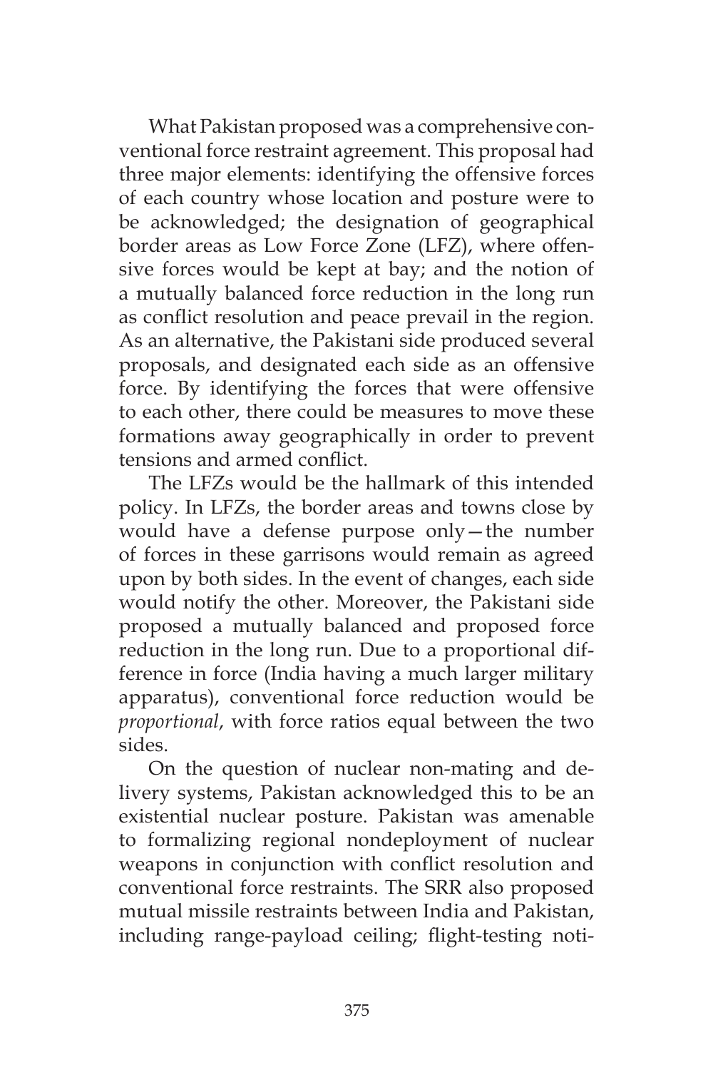What Pakistan proposed was a comprehensive conventional force restraint agreement. This proposal had three major elements: identifying the offensive forces of each country whose location and posture were to be acknowledged; the designation of geographical border areas as Low Force Zone (LFZ), where offensive forces would be kept at bay; and the notion of a mutually balanced force reduction in the long run as conflict resolution and peace prevail in the region. As an alternative, the Pakistani side produced several proposals, and designated each side as an offensive force. By identifying the forces that were offensive to each other, there could be measures to move these formations away geographically in order to prevent tensions and armed conflict.

The LFZs would be the hallmark of this intended policy. In LFZs, the border areas and towns close by would have a defense purpose only—the number of forces in these garrisons would remain as agreed upon by both sides. In the event of changes, each side would notify the other. Moreover, the Pakistani side proposed a mutually balanced and proposed force reduction in the long run. Due to a proportional difference in force (India having a much larger military apparatus), conventional force reduction would be *proportional*, with force ratios equal between the two sides.

On the question of nuclear non-mating and delivery systems, Pakistan acknowledged this to be an existential nuclear posture. Pakistan was amenable to formalizing regional nondeployment of nuclear weapons in conjunction with conflict resolution and conventional force restraints. The SRR also proposed mutual missile restraints between India and Pakistan, including range-payload ceiling; flight-testing noti-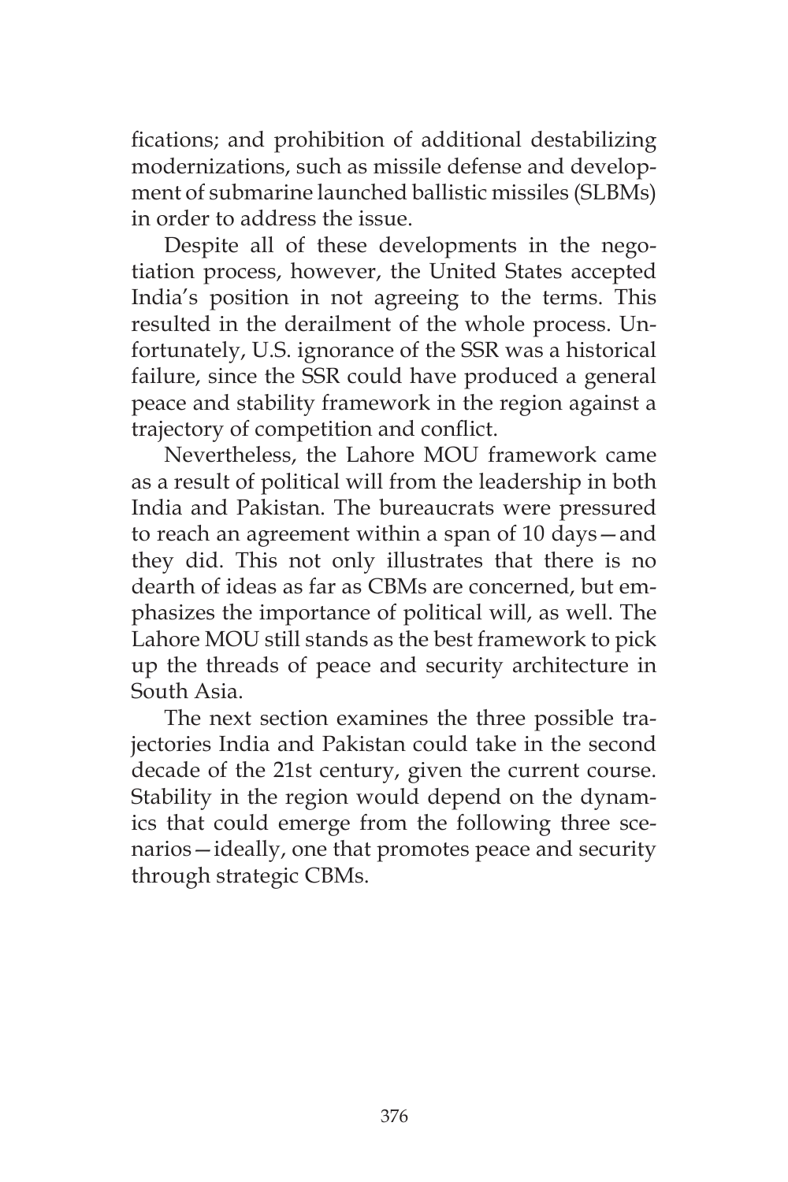fications; and prohibition of additional destabilizing modernizations, such as missile defense and development of submarine launched ballistic missiles (SLBMs) in order to address the issue.

Despite all of these developments in the negotiation process, however, the United States accepted India's position in not agreeing to the terms. This resulted in the derailment of the whole process. Unfortunately, U.S. ignorance of the SSR was a historical failure, since the SSR could have produced a general peace and stability framework in the region against a trajectory of competition and conflict.

Nevertheless, the Lahore MOU framework came as a result of political will from the leadership in both India and Pakistan. The bureaucrats were pressured to reach an agreement within a span of 10 days—and they did. This not only illustrates that there is no dearth of ideas as far as CBMs are concerned, but emphasizes the importance of political will, as well. The Lahore MOU still stands as the best framework to pick up the threads of peace and security architecture in South Asia.

The next section examines the three possible trajectories India and Pakistan could take in the second decade of the 21st century, given the current course. Stability in the region would depend on the dynamics that could emerge from the following three scenarios—ideally, one that promotes peace and security through strategic CBMs.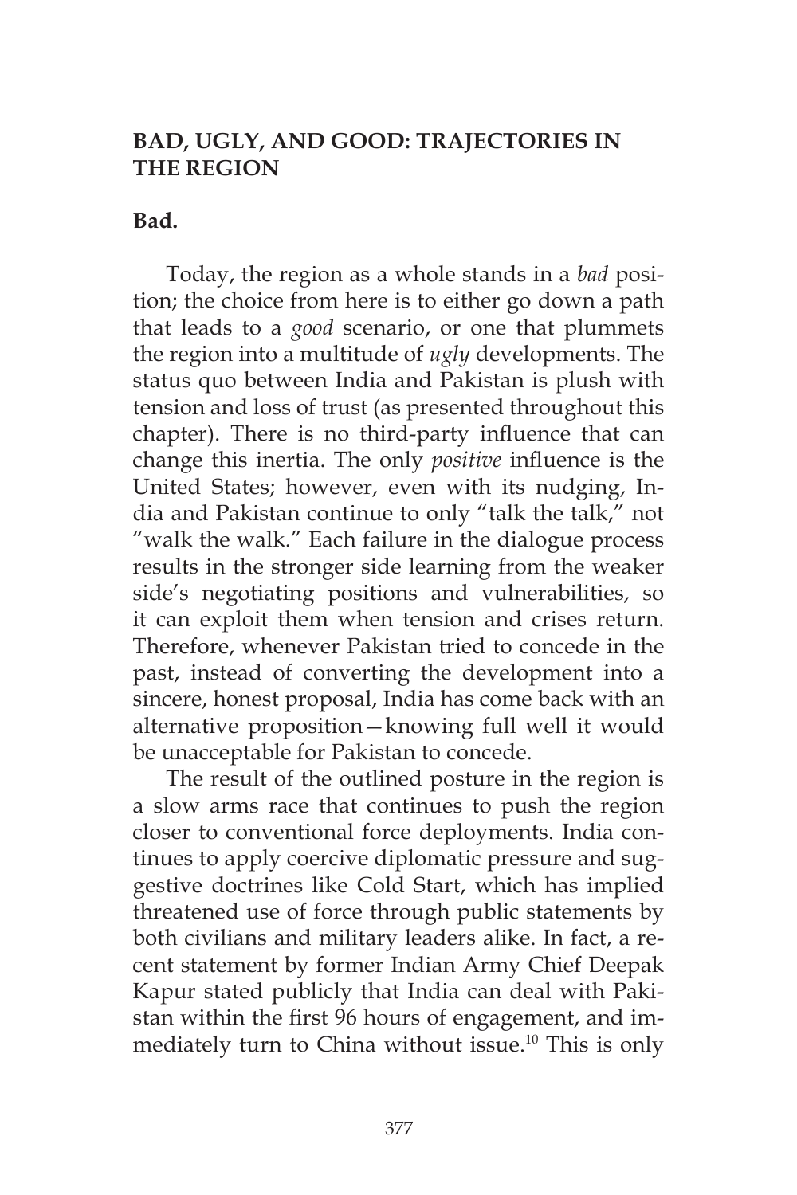## BAD, UGLY, AND GOOD: TRAJECTORIES IN THE REGION

### Bad.

Today, the region as a whole stands in a *bad* position; the choice from here is to either go down a path that leads to a *good* scenario, or one that plummets the region into a multitude of *ugly* developments. The status quo between India and Pakistan is plush with tension and loss of trust (as presented throughout this chapter). There is no third-party influence that can change this inertia. The only *positive* influence is the United States; however, even with its nudging, India and Pakistan continue to only "talk the talk," not "walk the walk." Each failure in the dialogue process results in the stronger side learning from the weaker side's negotiating positions and vulnerabilities, so it can exploit them when tension and crises return. Therefore, whenever Pakistan tried to concede in the past, instead of converting the development into a sincere, honest proposal, India has come back with an alternative proposition—knowing full well it would be unacceptable for Pakistan to concede.

The result of the outlined posture in the region is a slow arms race that continues to push the region closer to conventional force deployments. India continues to apply coercive diplomatic pressure and suggestive doctrines like Cold Start, which has implied threatened use of force through public statements by both civilians and military leaders alike. In fact, a recent statement by former Indian Army Chief Deepak Kapur stated publicly that India can deal with Pakistan within the first 96 hours of engagement, and immediately turn to China without issue.[10] This is only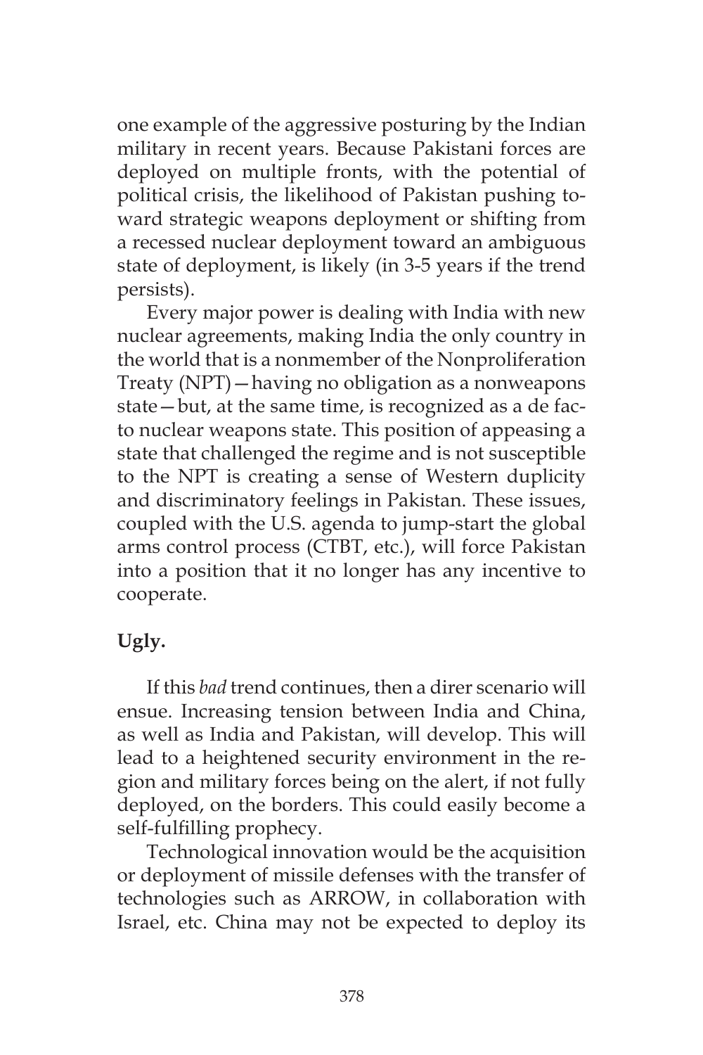one example of the aggressive posturing by the Indian military in recent years. Because Pakistani forces are deployed on multiple fronts, with the potential of political crisis, the likelihood of Pakistan pushing toward strategic weapons deployment or shifting from a recessed nuclear deployment toward an ambiguous state of deployment, is likely (in 3-5 years if the trend persists).

Every major power is dealing with India with new nuclear agreements, making India the only country in the world that is a nonmember of the Nonproliferation Treaty (NPT)—having no obligation as a nonweapons state—but, at the same time, is recognized as a de facto nuclear weapons state. This position of appeasing a state that challenged the regime and is not susceptible to the NPT is creating a sense of Western duplicity and discriminatory feelings in Pakistan. These issues, coupled with the U.S. agenda to jump-start the global arms control process (CTBT, etc.), will force Pakistan into a position that it no longer has any incentive to cooperate.

**Ugly.**

If this *bad* trend continues, then a direr scenario will ensue. Increasing tension between India and China, as well as India and Pakistan, will develop. This will lead to a heightened security environment in the region and military forces being on the alert, if not fully deployed, on the borders. This could easily become a self-fulfilling prophecy.

Technological innovation would be the acquisition or deployment of missile defenses with the transfer of technologies such as ARROW, in collaboration with Israel, etc. China may not be expected to deploy its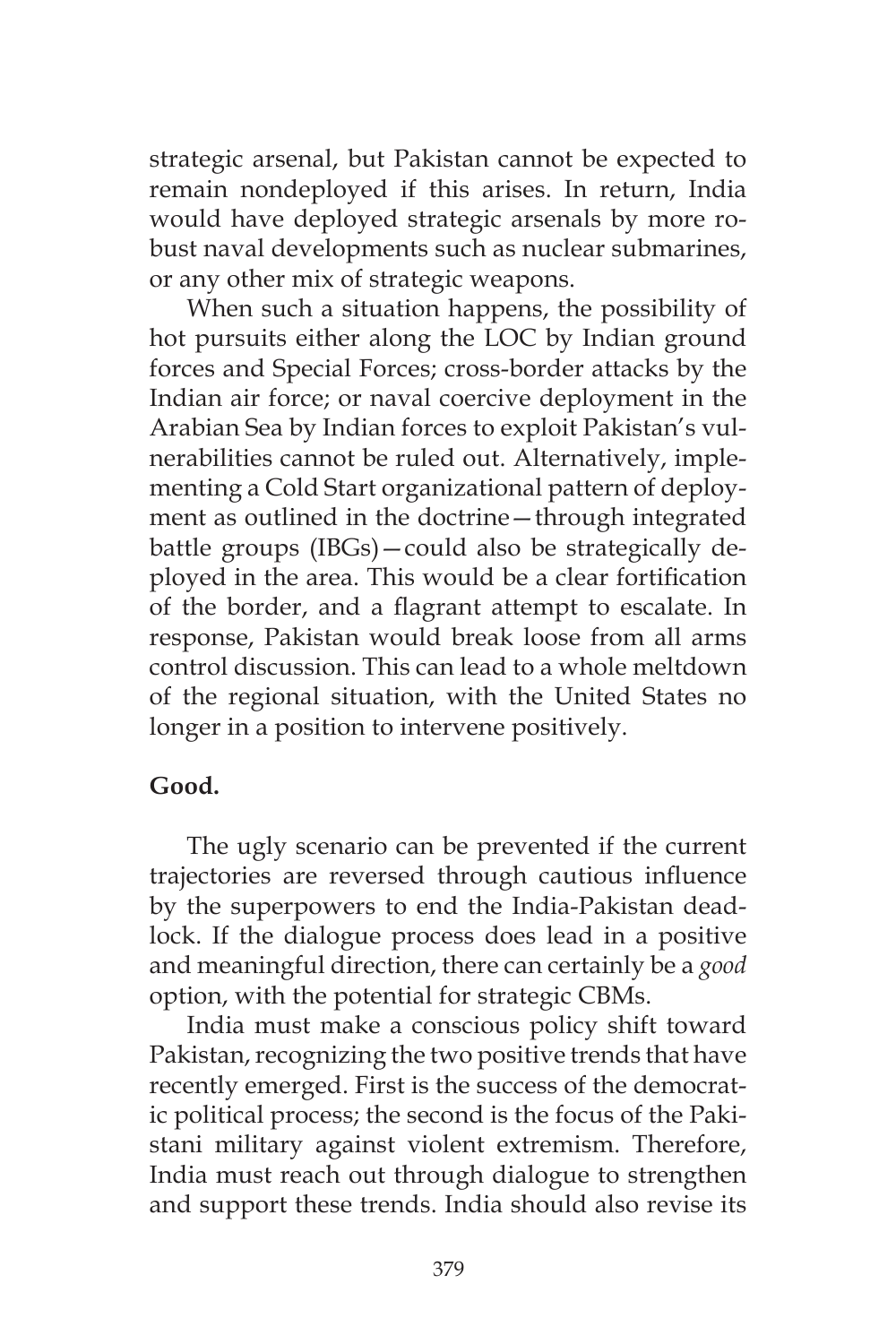strategic arsenal, but Pakistan cannot be expected to remain nondeployed if this arises. In return, India would have deployed strategic arsenals by more robust naval developments such as nuclear submarines, or any other mix of strategic weapons.

When such a situation happens, the possibility of hot pursuits either along the LOC by Indian ground forces and Special Forces; cross-border attacks by the Indian air force; or naval coercive deployment in the Arabian Sea by Indian forces to exploit Pakistan's vulnerabilities cannot be ruled out. Alternatively, implementing a Cold Start organizational pattern of deployment as outlined in the doctrine—through integrated battle groups (IBGs)—could also be strategically deployed in the area. This would be a clear fortification of the border, and a flagrant attempt to escalate. In response, Pakistan would break loose from all arms control discussion. This can lead to a whole meltdown of the regional situation, with the United States no longer in a position to intervene positively.

**Good.**

The ugly scenario can be prevented if the current trajectories are reversed through cautious influence by the superpowers to end the India-Pakistan deadlock. If the dialogue process does lead in a positive and meaningful direction, there can certainly be a *good* option, with the potential for strategic CBMs.

India must make a conscious policy shift toward Pakistan, recognizing the two positive trends that have recently emerged. First is the success of the democratic political process; the second is the focus of the Pakistani military against violent extremism. Therefore, India must reach out through dialogue to strengthen and support these trends. India should also revise its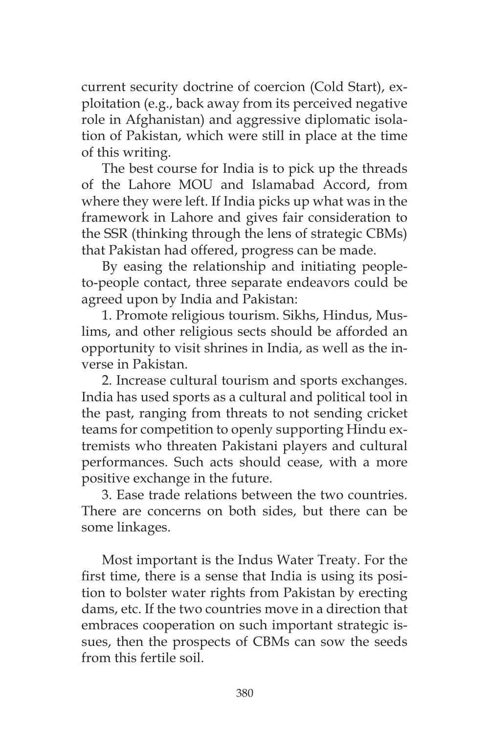current security doctrine of coercion (Cold Start), exploitation (e.g., back away from its perceived negative role in Afghanistan) and aggressive diplomatic isolation of Pakistan, which were still in place at the time of this writing.

The best course for India is to pick up the threads of the Lahore MOU and Islamabad Accord, from where they were left. If India picks up what was in the framework in Lahore and gives fair consideration to the SSR (thinking through the lens of strategic CBMs) that Pakistan had offered, progress can be made.

By easing the relationship and initiating people-to-people contact, three separate endeavors could be agreed upon by India and Pakistan:

1. Promote religious tourism. Sikhs, Hindus, Muslims, and other religious sects should be afforded an opportunity to visit shrines in India, as well as the inverse in Pakistan.
2. Increase cultural tourism and sports exchanges. India has used sports as a cultural and political tool in the past, ranging from threats to not sending cricket teams for competition to openly supporting Hindu extremists who threaten Pakistani players and cultural performances. Such acts should cease, with a more positive exchange in the future.
3. Ease trade relations between the two countries. There are concerns on both sides, but there can be some linkages.

Most important is the Indus Water Treaty. For the first time, there is a sense that India is using its position to bolster water rights from Pakistan by erecting dams, etc. If the two countries move in a direction that embraces cooperation on such important strategic issues, then the prospects of CBMs can sow the seeds from this fertile soil.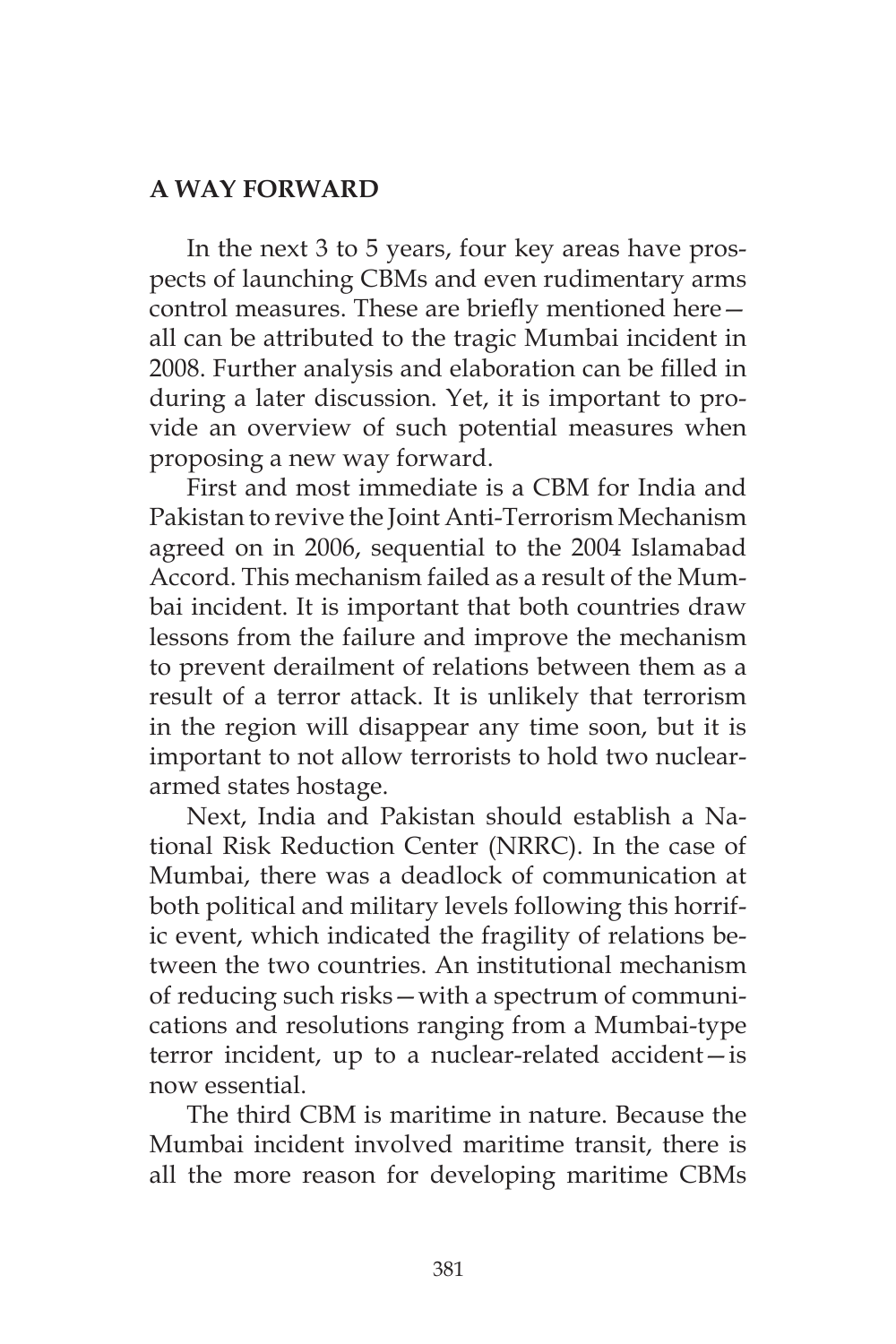## A WAY FORWARD

In the next 3 to 5 years, four key areas have prospects of launching CBMs and even rudimentary arms control measures. These are briefly mentioned here—all can be attributed to the tragic Mumbai incident in 2008. Further analysis and elaboration can be filled in during a later discussion. Yet, it is important to provide an overview of such potential measures when proposing a new way forward.

First and most immediate is a CBM for India and Pakistan to revive the Joint Anti-Terrorism Mechanism agreed on in 2006, sequential to the 2004 Islamabad Accord. This mechanism failed as a result of the Mumbai incident. It is important that both countries draw lessons from the failure and improve the mechanism to prevent derailment of relations between them as a result of a terror attack. It is unlikely that terrorism in the region will disappear any time soon, but it is important to not allow terrorists to hold two nuclear-armed states hostage.

Next, India and Pakistan should establish a National Risk Reduction Center (NRRC). In the case of Mumbai, there was a deadlock of communication at both political and military levels following this horrific event, which indicated the fragility of relations between the two countries. An institutional mechanism of reducing such risks—with a spectrum of communications and resolutions ranging from a Mumbai-type terror incident, up to a nuclear-related accident—is now essential.

The third CBM is maritime in nature. Because the Mumbai incident involved maritime transit, there is all the more reason for developing maritime CBMs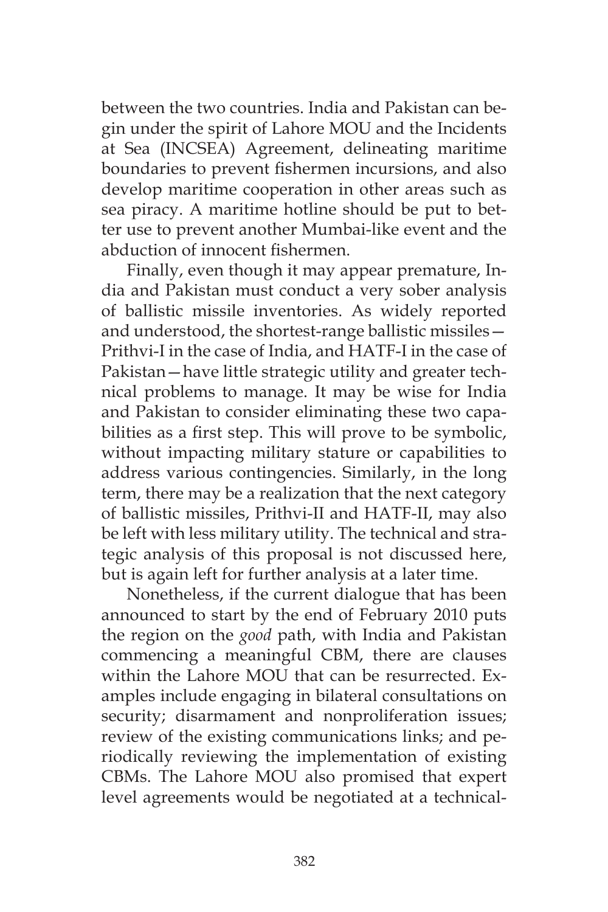between the two countries. India and Pakistan can begin under the spirit of Lahore MOU and the Incidents at Sea (INCSEA) Agreement, delineating maritime boundaries to prevent fishermen incursions, and also develop maritime cooperation in other areas such as sea piracy. A maritime hotline should be put to better use to prevent another Mumbai-like event and the abduction of innocent fishermen.

Finally, even though it may appear premature, India and Pakistan must conduct a very sober analysis of ballistic missile inventories. As widely reported and understood, the shortest-range ballistic missiles—Prithvi-I in the case of India, and HATF-I in the case of Pakistan—have little strategic utility and greater technical problems to manage. It may be wise for India and Pakistan to consider eliminating these two capabilities as a first step. This will prove to be symbolic, without impacting military stature or capabilities to address various contingencies. Similarly, in the long term, there may be a realization that the next category of ballistic missiles, Prithvi-II and HATF-II, may also be left with less military utility. The technical and strategic analysis of this proposal is not discussed here, but is again left for further analysis at a later time.

Nonetheless, if the current dialogue that has been announced to start by the end of February 2010 puts the region on the *good* path, with India and Pakistan commencing a meaningful CBM, there are clauses within the Lahore MOU that can be resurrected. Examples include engaging in bilateral consultations on security; disarmament and nonproliferation issues; review of the existing communications links; and periodically reviewing the implementation of existing CBMs. The Lahore MOU also promised that expert level agreements would be negotiated at a technical-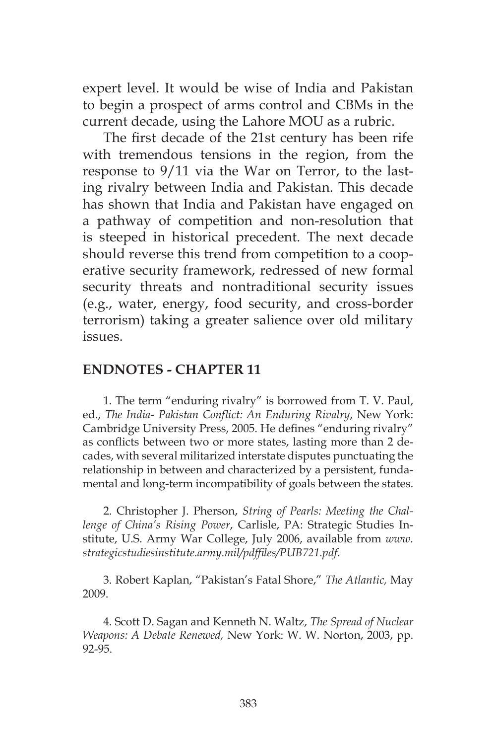expert level. It would be wise of India and Pakistan to begin a prospect of arms control and CBMs in the current decade, using the Lahore MOU as a rubric.

The first decade of the 21st century has been rife with tremendous tensions in the region, from the response to 9/11 via the War on Terror, to the lasting rivalry between India and Pakistan. This decade has shown that India and Pakistan have engaged on a pathway of competition and non-resolution that is steeped in historical precedent. The next decade should reverse this trend from competition to a cooperative security framework, redressed of new formal security threats and nontraditional security issues (e.g., water, energy, food security, and cross-border terrorism) taking a greater salience over old military issues.

## ENDNOTES - CHAPTER 11

1. The term "enduring rivalry" is borrowed from T. V. Paul, ed., *The India- Pakistan Conflict: An Enduring Rivalry*, New York: Cambridge University Press, 2005. He defines "enduring rivalry" as conflicts between two or more states, lasting more than 2 decades, with several militarized interstate disputes punctuating the relationship in between and characterized by a persistent, fundamental and long-term incompatibility of goals between the states.

2. Christopher J. Pherson, *String of Pearls: Meeting the Challenge of China's Rising Power*, Carlisle, PA: Strategic Studies Institute, U.S. Army War College, July 2006, available from *www.strategicstudiesinstitute.army.mil/pdffiles/PUB721.pdf*.

3. Robert Kaplan, "Pakistan's Fatal Shore," *The Atlantic,* May 2009.

4. Scott D. Sagan and Kenneth N. Waltz, *The Spread of Nuclear Weapons: A Debate Renewed,* New York: W. W. Norton, 2003, pp. 92-95.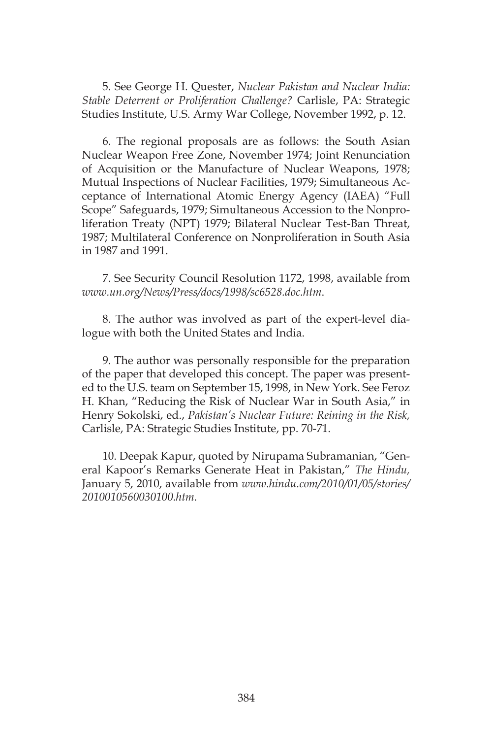5. See George H. Quester, *Nuclear Pakistan and Nuclear India: Stable Deterrent or Proliferation Challenge?* Carlisle, PA: Strategic Studies Institute, U.S. Army War College, November 1992, p. 12.

6. The regional proposals are as follows: the South Asian Nuclear Weapon Free Zone, November 1974; Joint Renunciation of Acquisition or the Manufacture of Nuclear Weapons, 1978; Mutual Inspections of Nuclear Facilities, 1979; Simultaneous Acceptance of International Atomic Energy Agency (IAEA) "Full Scope" Safeguards, 1979; Simultaneous Accession to the Nonproliferation Treaty (NPT) 1979; Bilateral Nuclear Test-Ban Threat, 1987; Multilateral Conference on Nonproliferation in South Asia in 1987 and 1991.

7. See Security Council Resolution 1172, 1998, available from *www.un.org/News/Press/docs/1998/sc6528.doc.htm*.

8. The author was involved as part of the expert-level dialogue with both the United States and India.

9. The author was personally responsible for the preparation of the paper that developed this concept. The paper was presented to the U.S. team on September 15, 1998, in New York. See Feroz H. Khan, "Reducing the Risk of Nuclear War in South Asia," in Henry Sokolski, ed., *Pakistan's Nuclear Future: Reining in the Risk,* Carlisle, PA: Strategic Studies Institute, pp. 70-71.

10. Deepak Kapur, quoted by Nirupama Subramanian, "General Kapoor's Remarks Generate Heat in Pakistan," *The Hindu,* January 5, 2010, available from *www.hindu.com/2010/01/05/stories/2010010560030100.htm.*